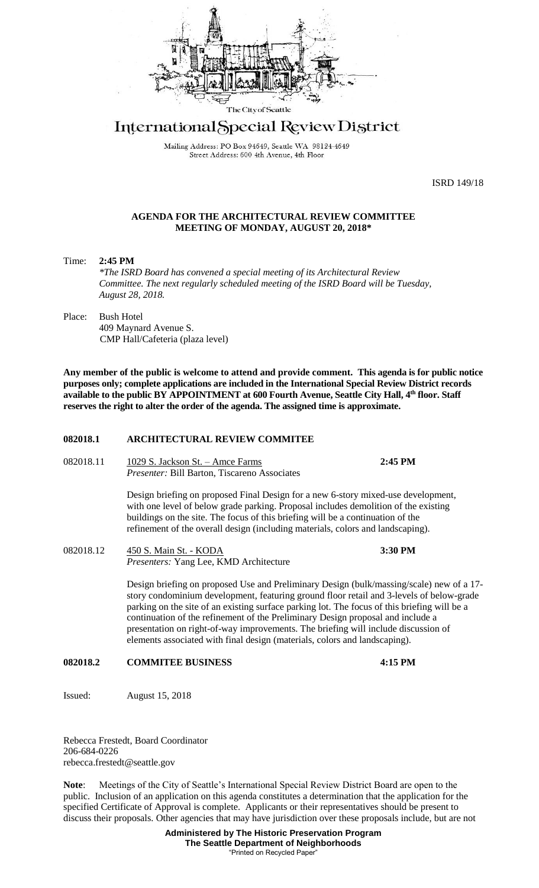The City of Seattle

# International Special Review District

Mailing Address: PO Box 94649, Seattle WA 98124-4649
Street Address: 600 4th Avenue, 4th Floor

ISRD 149/18

**AGENDA FOR THE ARCHITECTURAL REVIEW COMMITTEE**
**MEETING OF MONDAY, AUGUST 20, 2018***

Time: **2:45 PM**
*\*The ISRD Board has convened a special meeting of its Architectural Review Committee. The next regularly scheduled meeting of the ISRD Board will be Tuesday, August 28, 2018.*

Place: Bush Hotel
409 Maynard Avenue S.
CMP Hall/Cafeteria (plaza level)

**Any member of the public is welcome to attend and provide comment. This agenda is for public notice purposes only; complete applications are included in the International Special Review District records available to the public BY APPOINTMENT at 600 Fourth Avenue, Seattle City Hall, 4th floor. Staff reserves the right to alter the order of the agenda. The assigned time is approximate.**

**082018.1 ARCHITECTURAL REVIEW COMMITEE**

082018.11 1029 S. Jackson St. – Amce Farms **2:45 PM**
*Presenter:* Bill Barton, Tiscareno Associates

Design briefing on proposed Final Design for a new 6-story mixed-use development, with one level of below grade parking. Proposal includes demolition of the existing buildings on the site. The focus of this briefing will be a continuation of the refinement of the overall design (including materials, colors and landscaping).

082018.12 450 S. Main St. - KODA **3:30 PM**
*Presenters:* Yang Lee, KMD Architecture

Design briefing on proposed Use and Preliminary Design (bulk/massing/scale) new of a 17-story condominium development, featuring ground floor retail and 3-levels of below-grade parking on the site of an existing surface parking lot. The focus of this briefing will be a continuation of the refinement of the Preliminary Design proposal and include a presentation on right-of-way improvements. The briefing will include discussion of elements associated with final design (materials, colors and landscaping).

**082018.2 COMMITEE BUSINESS 4:15 PM**

Issued: August 15, 2018

Rebecca Frestedt, Board Coordinator
206-684-0226
rebecca.frestedt@seattle.gov

**Note**: Meetings of the City of Seattle's International Special Review District Board are open to the public. Inclusion of an application on this agenda constitutes a determination that the application for the specified Certificate of Approval is complete. Applicants or their representatives should be present to discuss their proposals. Other agencies that may have jurisdiction over these proposals include, but are not

**Administered by The Historic Preservation Program**
**The Seattle Department of Neighborhoods**
"Printed on Recycled Paper"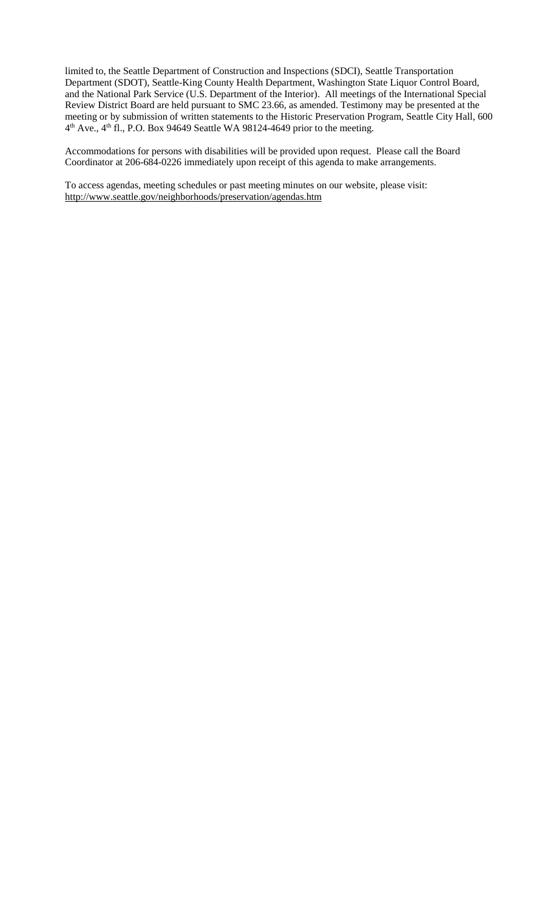limited to, the Seattle Department of Construction and Inspections (SDCI), Seattle Transportation Department (SDOT), Seattle-King County Health Department, Washington State Liquor Control Board, and the National Park Service (U.S. Department of the Interior). All meetings of the International Special Review District Board are held pursuant to SMC 23.66, as amended. Testimony may be presented at the meeting or by submission of written statements to the Historic Preservation Program, Seattle City Hall, 600 4th Ave., 4th fl., P.O. Box 94649 Seattle WA 98124-4649 prior to the meeting.

Accommodations for persons with disabilities will be provided upon request. Please call the Board Coordinator at 206-684-0226 immediately upon receipt of this agenda to make arrangements.

To access agendas, meeting schedules or past meeting minutes on our website, please visit: http://www.seattle.gov/neighborhoods/preservation/agendas.htm